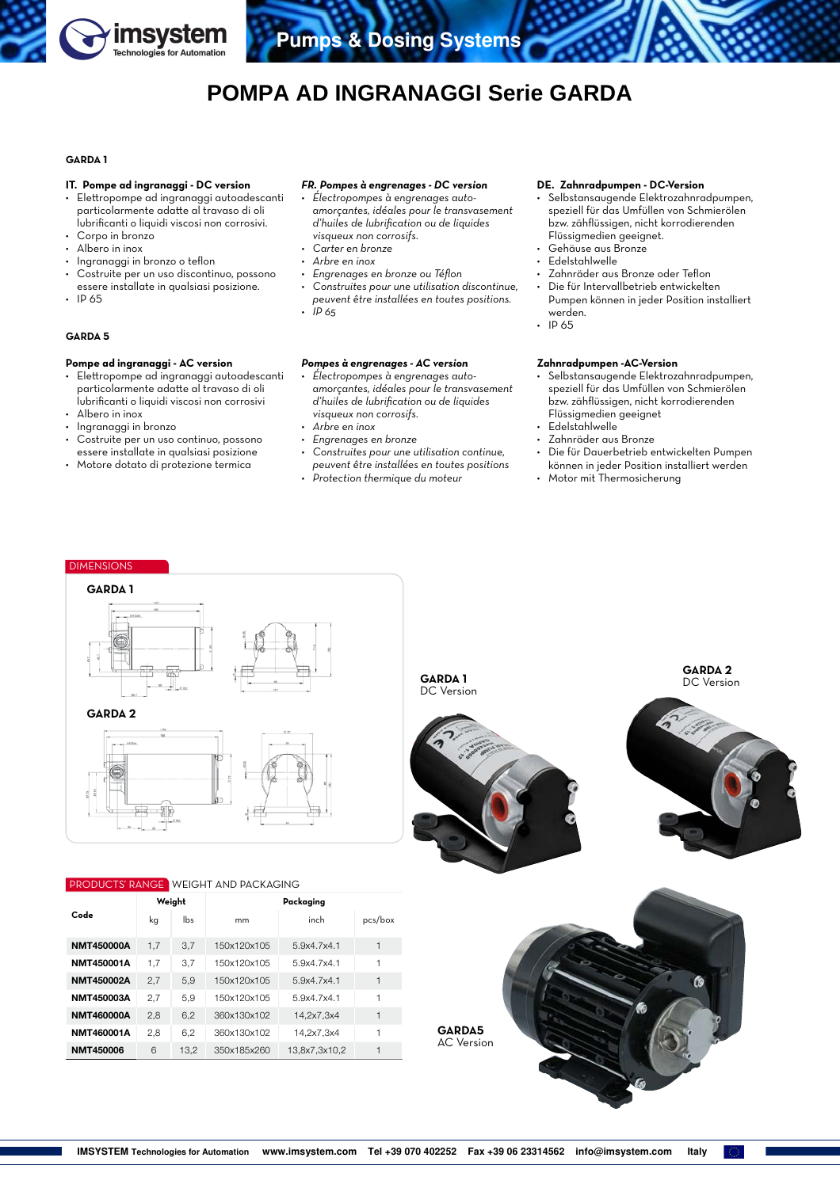# POMPA AD INGRANAGGI Serie GARDA

## GARDA 1

**IT. Pompe ad ingranaggi - DC version**

- Elettropompe ad ingranaggi autoadescanti particolarmente adatte al travaso di oli lubrificanti o liquidi viscosi non corrosivi.
- Corpo in bronzo
- Albero in inox
- Ingranaggi in bronzo o teflon
- Costruite per un uso discontinuo, possono essere installate in qualsiasi posizione.
- IP 65

***FR. Pompes à engrenages - DC version***

- *Électropompes à engrenages auto-amorçantes, idéales pour le transvasement d'huiles de lubrification ou de liquides visqueux non corrosifs.*
- *Carter en bronze*
- *Arbre en inox*
- *Engrenages en bronze ou Téflon*
- *Construites pour une utilisation discontinue, peuvent être installées en toutes positions.*
- *IP 65*

**DE. Zahnradpumpen - DC-Version**

- Selbstansaugende Elektrozahnradpumpen, speziell für das Umfüllen von Schmierölen bzw. zähflüssigen, nicht korrodierenden Flüssigmedien geeignet.
- Gehäuse aus Bronze
- Edelstahlwelle
- Zahnräder aus Bronze oder Teflon
- Die für Intervallbetrieb entwickelten Pumpen können in jeder Position installiert werden.
- IP 65

## GARDA 5

**Pompe ad ingranaggi - AC version**

- Elettropompe ad ingranaggi autoadescanti particolarmente adatte al travaso di oli lubrificanti o liquidi viscosi non corrosivi
- Albero in inox
- Ingranaggi in bronzo
- Costruite per un uso continuo, possono essere installate in qualsiasi posizione
- Motore dotato di protezione termica

***Pompes à engrenages - AC version***

- *Électropompes à engrenages auto-amorçantes, idéales pour le transvasement d'huiles de lubrification ou de liquides visqueux non corrosifs.*
- *Arbre en inox*
- *Engrenages en bronze*
- *Construites pour une utilisation continue, peuvent être installées en toutes positions*
- *Protection thermique du moteur*

**Zahnradpumpen -AC-Version**

- Selbstansaugende Elektrozahnradpumpen, speziell für das Umfüllen von Schmierölen bzw. zähflüssigen, nicht korrodierenden Flüssigmedien geeignet
- Edelstahlwelle
- Zahnräder aus Bronze
- Die für Dauerbetrieb entwickelten Pumpen können in jeder Position installiert werden
- Motor mit Thermosicherung

## DIMENSIONS

**GARDA 1**

**GARDA 2**

**GARDA 1**
DC Version

**GARDA 2**
DC Version

**GARDA5**
AC Version

## PRODUCTS' RANGE WEIGHT AND PACKAGING

| Code | Weight | | Packaging | | |
|---|---|---|---|---|---|
| | kg | lbs | mm | inch | pcs/box |
| **NMT450000A** | 1,7 | 3,7 | 150x120x105 | 5.9x4.7x4.1 | 1 |
| **NMT450001A** | 1,7 | 3,7 | 150x120x105 | 5.9x4.7x4.1 | 1 |
| **NMT450002A** | 2,7 | 5,9 | 150x120x105 | 5.9x4.7x4.1 | 1 |
| **NMT450003A** | 2,7 | 5,9 | 150x120x105 | 5.9x4.7x4.1 | 1 |
| **NMT460000A** | 2,8 | 6,2 | 360x130x102 | 14,2x7,3x4 | 1 |
| **NMT460001A** | 2,8 | 6,2 | 360x130x102 | 14,2x7,3x4 | 1 |
| **NMT450006** | 6 | 13,2 | 350x185x260 | 13,8x7,3x10,2 | 1 |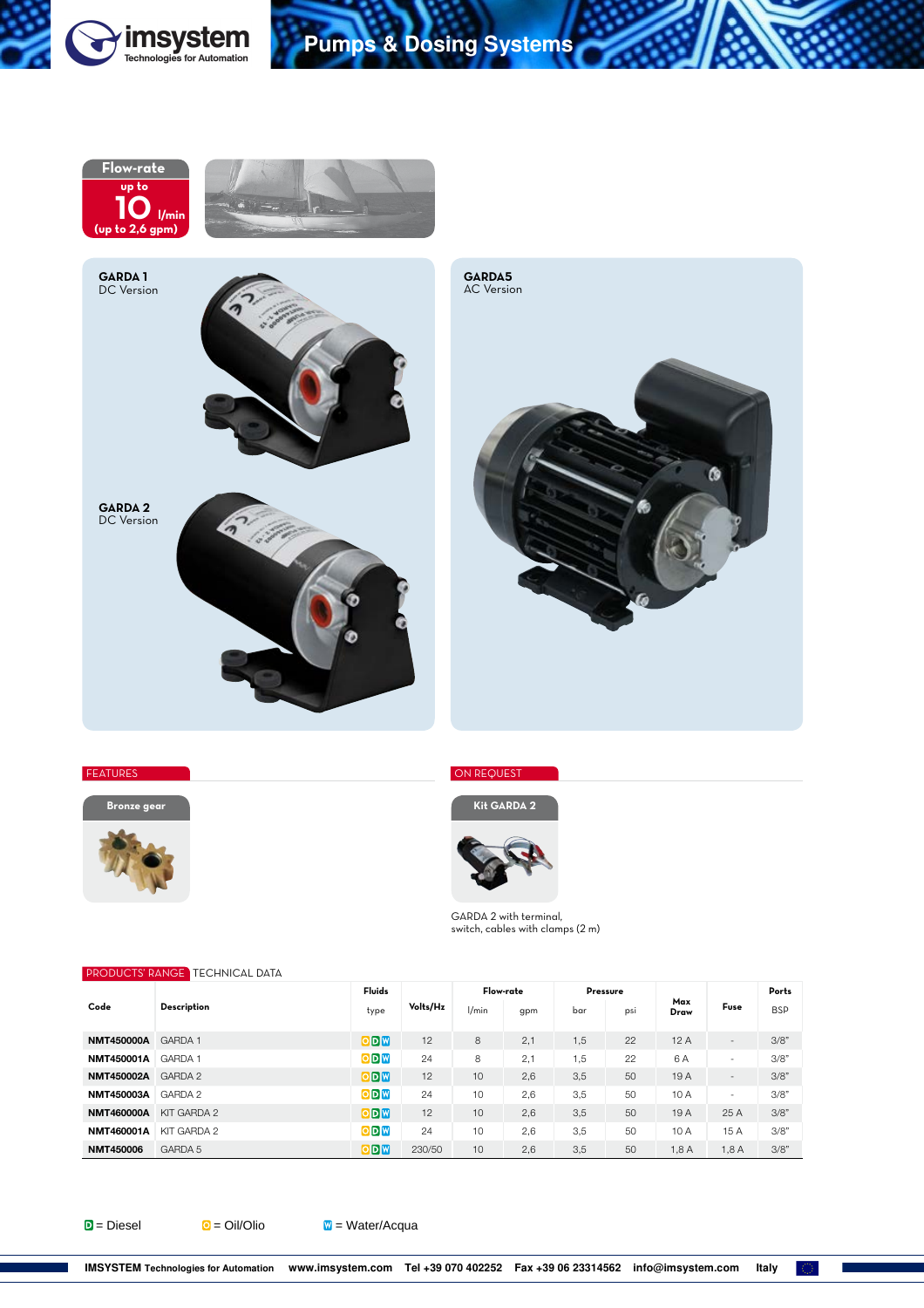# Pumps & Dosing Systems

**Flow-rate**
up to **10** l/min
(up to 2,6 gpm)

**GARDA 1**
DC Version

**GARDA 2**
DC Version

**GARDA5**
AC Version

## FEATURES

**Bronze gear**

## ON REQUEST

**Kit GARDA 2**

GARDA 2 with terminal, switch, cables with clamps (2 m)

## PRODUCTS' RANGE TECHNICAL DATA

| Code | Description | Fluids | Volts/Hz | Flow-rate | | Pressure | | Max Draw | Fuse | Ports |
|---|---|---|---|---|---|---|---|---|---|---|
| | | type | | l/min | gpm | bar | psi | | | BSP |
| NMT450000A | GARDA 1 | O D W | 12 | 8 | 2,1 | 1,5 | 22 | 12 A | - | 3/8" |
| NMT450001A | GARDA 1 | O D W | 24 | 8 | 2,1 | 1,5 | 22 | 6 A | - | 3/8" |
| NMT450002A | GARDA 2 | O D W | 12 | 10 | 2,6 | 3,5 | 50 | 19 A | - | 3/8" |
| NMT450003A | GARDA 2 | O D W | 24 | 10 | 2,6 | 3,5 | 50 | 10 A | - | 3/8" |
| NMT460000A | KIT GARDA 2 | O D W | 12 | 10 | 2,6 | 3,5 | 50 | 19 A | 25 A | 3/8" |
| NMT460001A | KIT GARDA 2 | O D W | 24 | 10 | 2,6 | 3,5 | 50 | 10 A | 15 A | 3/8" |
| NMT450006 | GARDA 5 | O D W | 230/50 | 10 | 2,6 | 3,5 | 50 | 1,8 A | 1,8 A | 3/8" |

D = Diesel  O = Oil/Olio  W = Water/Acqua

**IMSYSTEM** Technologies for Automation  www.imsystem.com  Tel +39 070 402252  Fax +39 06 23314562  info@imsystem.com  Italy